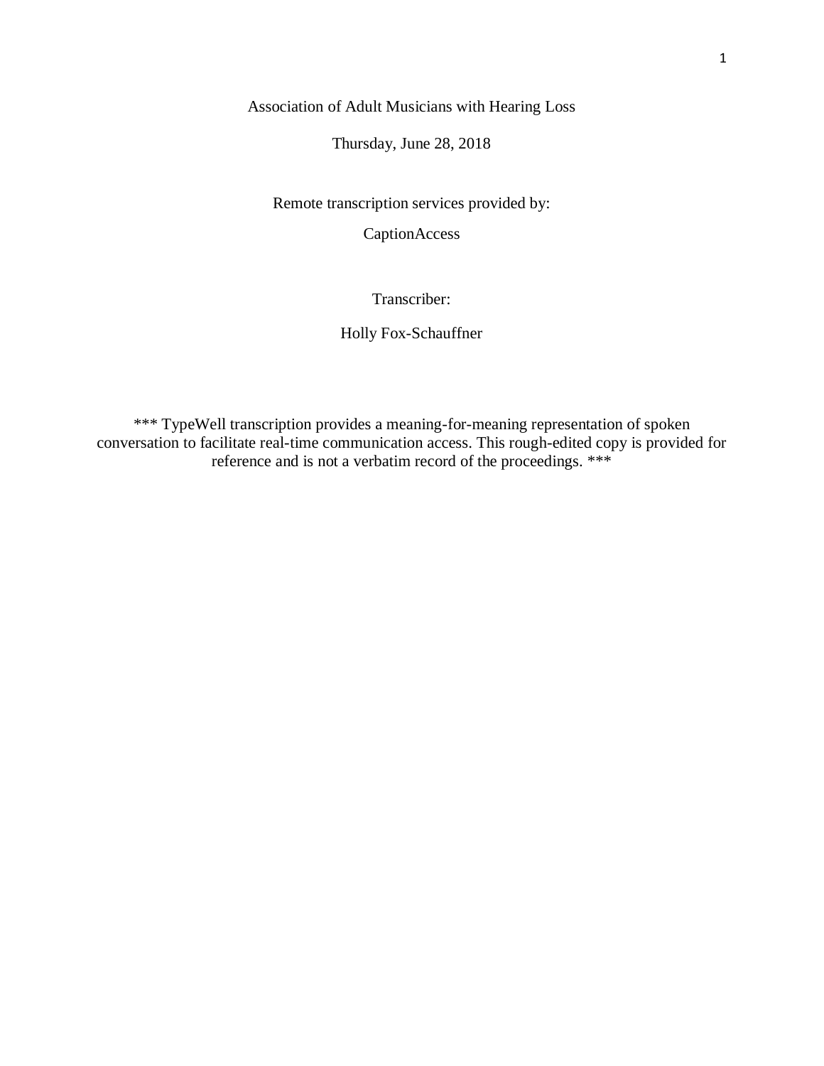Association of Adult Musicians with Hearing Loss

Thursday, June 28, 2018

Remote transcription services provided by:

CaptionAccess

Transcriber:

Holly Fox-Schauffner

*** TypeWell transcription provides a meaning-for-meaning representation of spoken conversation to facilitate real-time communication access. This rough-edited copy is provided for reference and is not a verbatim record of the proceedings. ***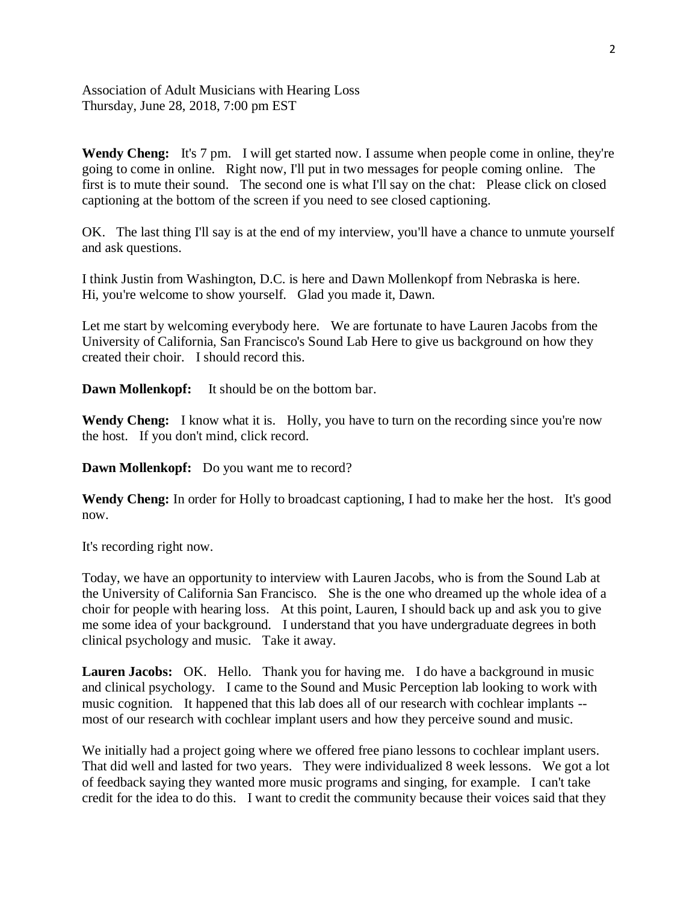Association of Adult Musicians with Hearing Loss
Thursday, June 28, 2018, 7:00 pm EST

**Wendy Cheng:** It's 7 pm. I will get started now. I assume when people come in online, they're going to come in online. Right now, I'll put in two messages for people coming online. The first is to mute their sound. The second one is what I'll say on the chat: Please click on closed captioning at the bottom of the screen if you need to see closed captioning.

OK. The last thing I'll say is at the end of my interview, you'll have a chance to unmute yourself and ask questions.

I think Justin from Washington, D.C. is here and Dawn Mollenkopf from Nebraska is here. Hi, you're welcome to show yourself. Glad you made it, Dawn.

Let me start by welcoming everybody here. We are fortunate to have Lauren Jacobs from the University of California, San Francisco's Sound Lab Here to give us background on how they created their choir. I should record this.

**Dawn Mollenkopf:** It should be on the bottom bar.

**Wendy Cheng:** I know what it is. Holly, you have to turn on the recording since you're now the host. If you don't mind, click record.

**Dawn Mollenkopf:** Do you want me to record?

**Wendy Cheng:** In order for Holly to broadcast captioning, I had to make her the host. It's good now.

It's recording right now.

Today, we have an opportunity to interview with Lauren Jacobs, who is from the Sound Lab at the University of California San Francisco. She is the one who dreamed up the whole idea of a choir for people with hearing loss. At this point, Lauren, I should back up and ask you to give me some idea of your background. I understand that you have undergraduate degrees in both clinical psychology and music. Take it away.

**Lauren Jacobs:** OK. Hello. Thank you for having me. I do have a background in music and clinical psychology. I came to the Sound and Music Perception lab looking to work with music cognition. It happened that this lab does all of our research with cochlear implants -- most of our research with cochlear implant users and how they perceive sound and music.

We initially had a project going where we offered free piano lessons to cochlear implant users. That did well and lasted for two years. They were individualized 8 week lessons. We got a lot of feedback saying they wanted more music programs and singing, for example. I can't take credit for the idea to do this. I want to credit the community because their voices said that they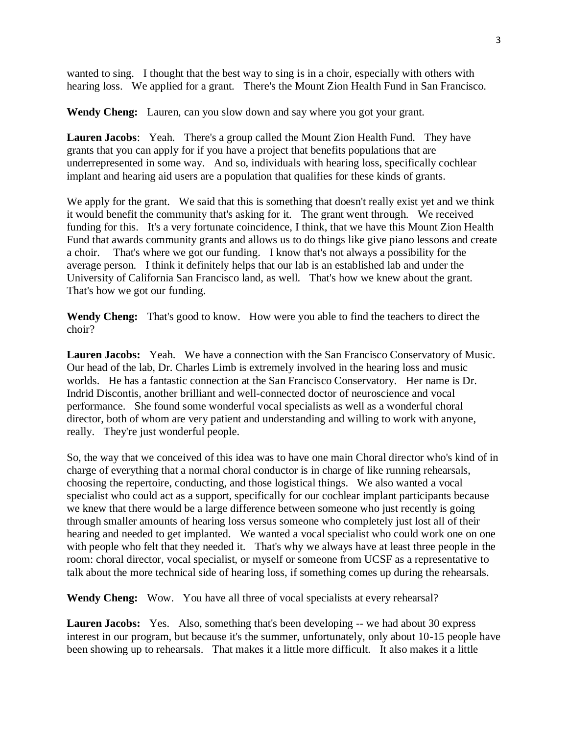wanted to sing. I thought that the best way to sing is in a choir, especially with others with hearing loss. We applied for a grant. There's the Mount Zion Health Fund in San Francisco.

**Wendy Cheng:** Lauren, can you slow down and say where you got your grant.

**Lauren Jacobs**: Yeah. There's a group called the Mount Zion Health Fund. They have grants that you can apply for if you have a project that benefits populations that are underrepresented in some way. And so, individuals with hearing loss, specifically cochlear implant and hearing aid users are a population that qualifies for these kinds of grants.

We apply for the grant. We said that this is something that doesn't really exist yet and we think it would benefit the community that's asking for it. The grant went through. We received funding for this. It's a very fortunate coincidence, I think, that we have this Mount Zion Health Fund that awards community grants and allows us to do things like give piano lessons and create a choir. That's where we got our funding. I know that's not always a possibility for the average person. I think it definitely helps that our lab is an established lab and under the University of California San Francisco land, as well. That's how we knew about the grant. That's how we got our funding.

**Wendy Cheng:** That's good to know. How were you able to find the teachers to direct the choir?

**Lauren Jacobs:** Yeah. We have a connection with the San Francisco Conservatory of Music. Our head of the lab, Dr. Charles Limb is extremely involved in the hearing loss and music worlds. He has a fantastic connection at the San Francisco Conservatory. Her name is Dr. Indrid Discontis, another brilliant and well-connected doctor of neuroscience and vocal performance. She found some wonderful vocal specialists as well as a wonderful choral director, both of whom are very patient and understanding and willing to work with anyone, really. They're just wonderful people.

So, the way that we conceived of this idea was to have one main Choral director who's kind of in charge of everything that a normal choral conductor is in charge of like running rehearsals, choosing the repertoire, conducting, and those logistical things. We also wanted a vocal specialist who could act as a support, specifically for our cochlear implant participants because we knew that there would be a large difference between someone who just recently is going through smaller amounts of hearing loss versus someone who completely just lost all of their hearing and needed to get implanted. We wanted a vocal specialist who could work one on one with people who felt that they needed it. That's why we always have at least three people in the room: choral director, vocal specialist, or myself or someone from UCSF as a representative to talk about the more technical side of hearing loss, if something comes up during the rehearsals.

**Wendy Cheng:** Wow. You have all three of vocal specialists at every rehearsal?

**Lauren Jacobs:** Yes. Also, something that's been developing -- we had about 30 express interest in our program, but because it's the summer, unfortunately, only about 10-15 people have been showing up to rehearsals. That makes it a little more difficult. It also makes it a little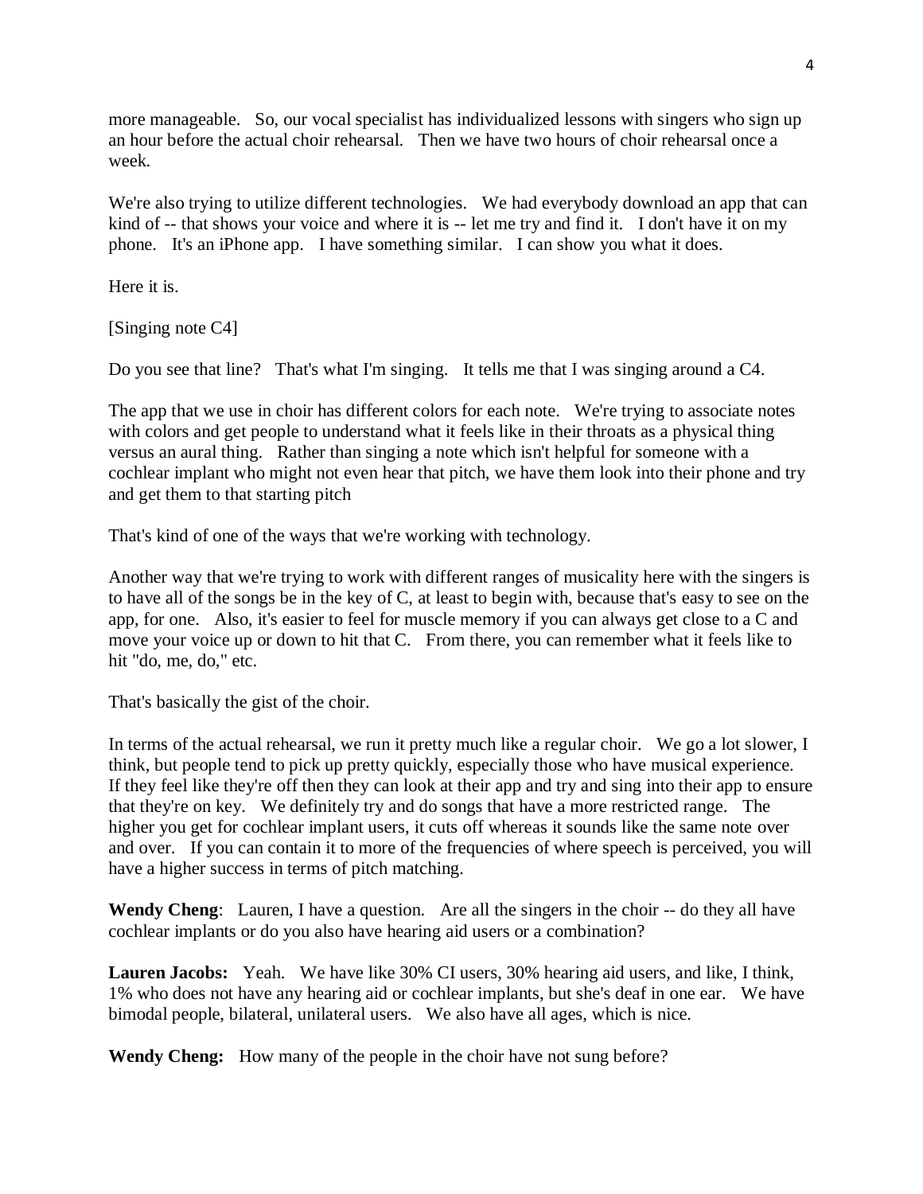more manageable. So, our vocal specialist has individualized lessons with singers who sign up an hour before the actual choir rehearsal. Then we have two hours of choir rehearsal once a week.

We're also trying to utilize different technologies. We had everybody download an app that can kind of -- that shows your voice and where it is -- let me try and find it. I don't have it on my phone. It's an iPhone app. I have something similar. I can show you what it does.

Here it is.

[Singing note C4]

Do you see that line? That's what I'm singing. It tells me that I was singing around a C4.

The app that we use in choir has different colors for each note. We're trying to associate notes with colors and get people to understand what it feels like in their throats as a physical thing versus an aural thing. Rather than singing a note which isn't helpful for someone with a cochlear implant who might not even hear that pitch, we have them look into their phone and try and get them to that starting pitch

That's kind of one of the ways that we're working with technology.

Another way that we're trying to work with different ranges of musicality here with the singers is to have all of the songs be in the key of C, at least to begin with, because that's easy to see on the app, for one. Also, it's easier to feel for muscle memory if you can always get close to a C and move your voice up or down to hit that C. From there, you can remember what it feels like to hit "do, me, do," etc.

That's basically the gist of the choir.

In terms of the actual rehearsal, we run it pretty much like a regular choir. We go a lot slower, I think, but people tend to pick up pretty quickly, especially those who have musical experience. If they feel like they're off then they can look at their app and try and sing into their app to ensure that they're on key. We definitely try and do songs that have a more restricted range. The higher you get for cochlear implant users, it cuts off whereas it sounds like the same note over and over. If you can contain it to more of the frequencies of where speech is perceived, you will have a higher success in terms of pitch matching.

**Wendy Cheng**: Lauren, I have a question. Are all the singers in the choir -- do they all have cochlear implants or do you also have hearing aid users or a combination?

**Lauren Jacobs:** Yeah. We have like 30% CI users, 30% hearing aid users, and like, I think, 1% who does not have any hearing aid or cochlear implants, but she's deaf in one ear. We have bimodal people, bilateral, unilateral users. We also have all ages, which is nice.

**Wendy Cheng:** How many of the people in the choir have not sung before?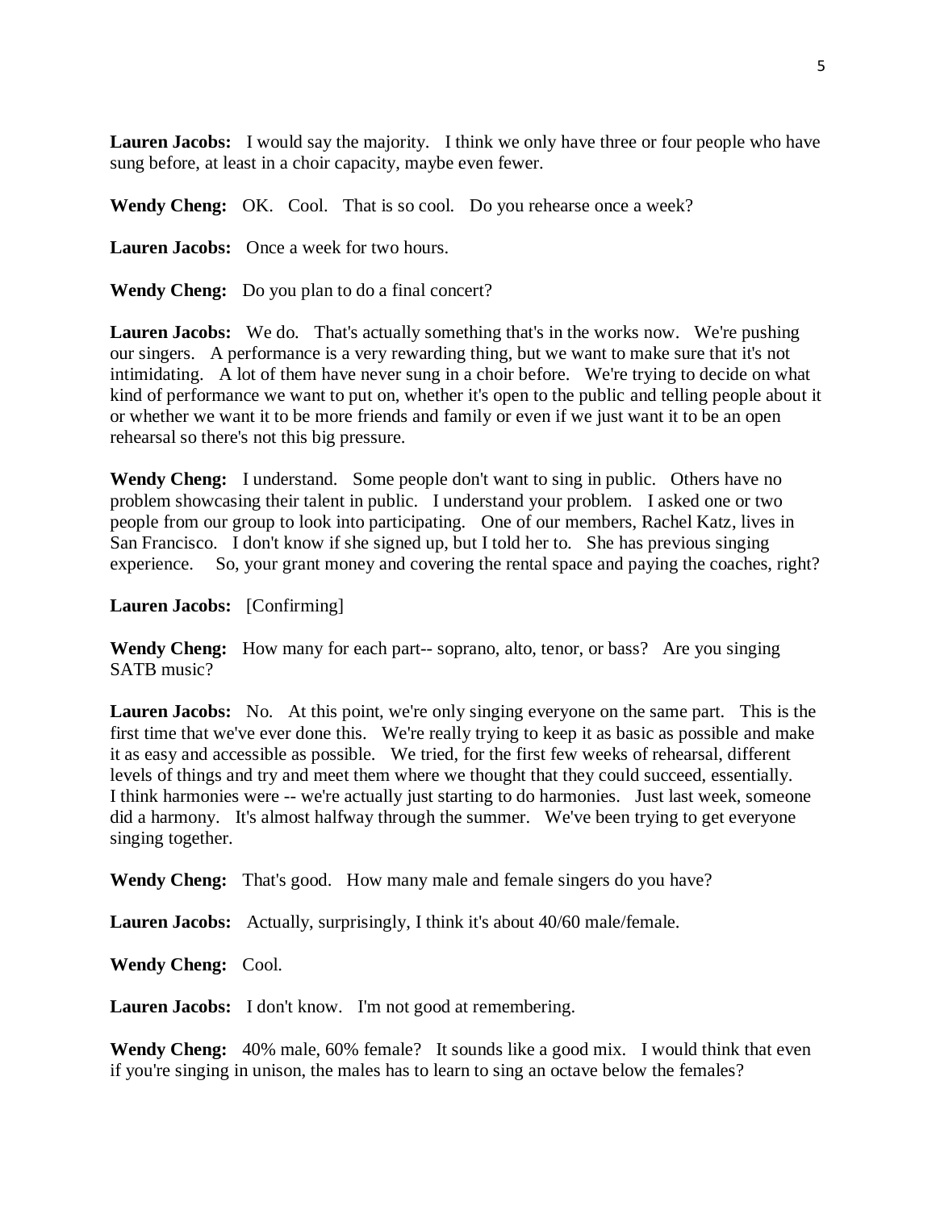**Lauren Jacobs:** I would say the majority. I think we only have three or four people who have sung before, at least in a choir capacity, maybe even fewer.

**Wendy Cheng:** OK. Cool. That is so cool. Do you rehearse once a week?

**Lauren Jacobs:** Once a week for two hours.

**Wendy Cheng:** Do you plan to do a final concert?

**Lauren Jacobs:** We do. That's actually something that's in the works now. We're pushing our singers. A performance is a very rewarding thing, but we want to make sure that it's not intimidating. A lot of them have never sung in a choir before. We're trying to decide on what kind of performance we want to put on, whether it's open to the public and telling people about it or whether we want it to be more friends and family or even if we just want it to be an open rehearsal so there's not this big pressure.

**Wendy Cheng:** I understand. Some people don't want to sing in public. Others have no problem showcasing their talent in public. I understand your problem. I asked one or two people from our group to look into participating. One of our members, Rachel Katz, lives in San Francisco. I don't know if she signed up, but I told her to. She has previous singing experience. So, your grant money and covering the rental space and paying the coaches, right?

**Lauren Jacobs:** [Confirming]

**Wendy Cheng:** How many for each part-- soprano, alto, tenor, or bass? Are you singing SATB music?

**Lauren Jacobs:** No. At this point, we're only singing everyone on the same part. This is the first time that we've ever done this. We're really trying to keep it as basic as possible and make it as easy and accessible as possible. We tried, for the first few weeks of rehearsal, different levels of things and try and meet them where we thought that they could succeed, essentially. I think harmonies were -- we're actually just starting to do harmonies. Just last week, someone did a harmony. It's almost halfway through the summer. We've been trying to get everyone singing together.

**Wendy Cheng:** That's good. How many male and female singers do you have?

**Lauren Jacobs:** Actually, surprisingly, I think it's about 40/60 male/female.

**Wendy Cheng:** Cool.

**Lauren Jacobs:** I don't know. I'm not good at remembering.

**Wendy Cheng:** 40% male, 60% female? It sounds like a good mix. I would think that even if you're singing in unison, the males has to learn to sing an octave below the females?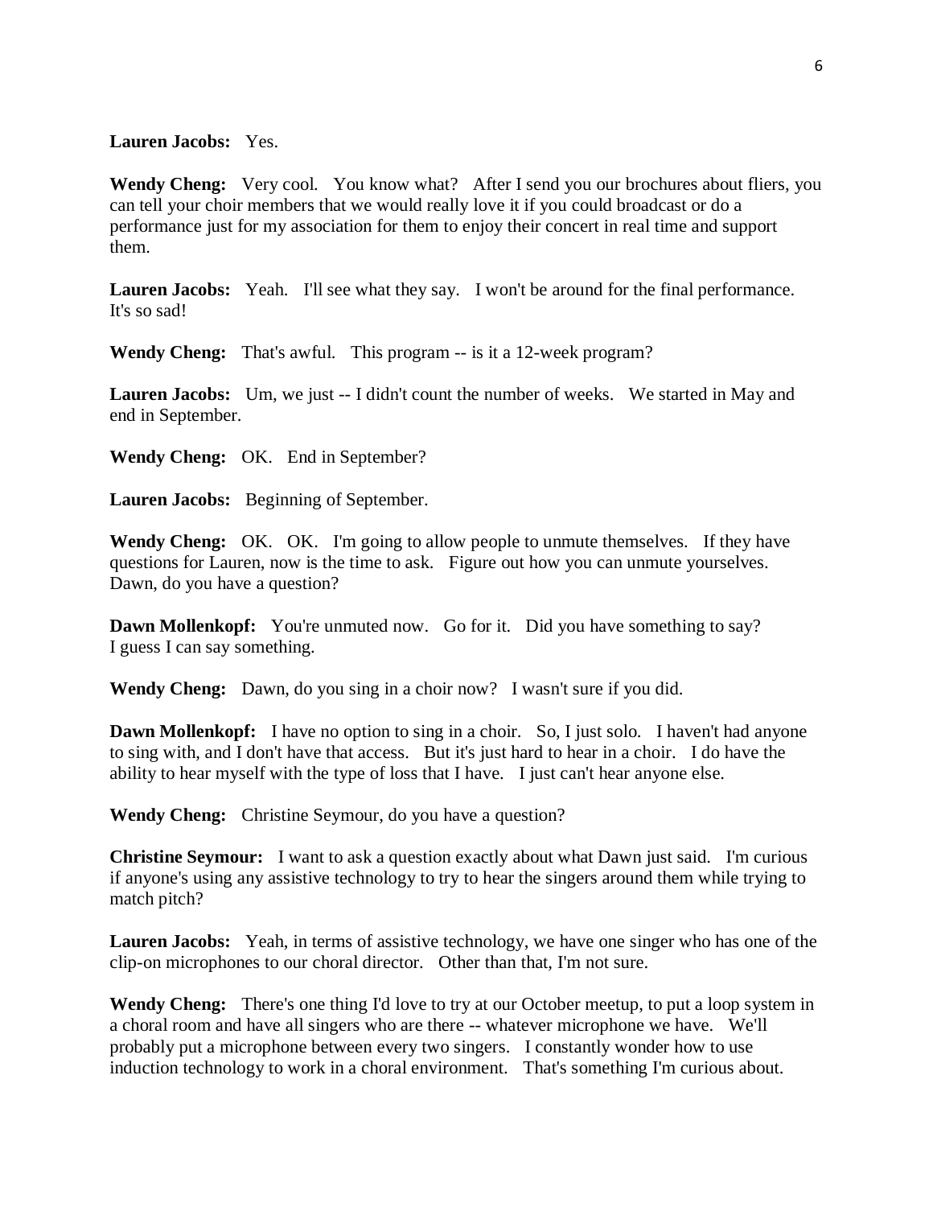**Lauren Jacobs:** Yes.

**Wendy Cheng:** Very cool. You know what? After I send you our brochures about fliers, you can tell your choir members that we would really love it if you could broadcast or do a performance just for my association for them to enjoy their concert in real time and support them.

**Lauren Jacobs:** Yeah. I'll see what they say. I won't be around for the final performance. It's so sad!

**Wendy Cheng:** That's awful. This program -- is it a 12-week program?

**Lauren Jacobs:** Um, we just -- I didn't count the number of weeks. We started in May and end in September.

**Wendy Cheng:** OK. End in September?

**Lauren Jacobs:** Beginning of September.

**Wendy Cheng:** OK. OK. I'm going to allow people to unmute themselves. If they have questions for Lauren, now is the time to ask. Figure out how you can unmute yourselves. Dawn, do you have a question?

**Dawn Mollenkopf:** You're unmuted now. Go for it. Did you have something to say? I guess I can say something.

**Wendy Cheng:** Dawn, do you sing in a choir now? I wasn't sure if you did.

**Dawn Mollenkopf:** I have no option to sing in a choir. So, I just solo. I haven't had anyone to sing with, and I don't have that access. But it's just hard to hear in a choir. I do have the ability to hear myself with the type of loss that I have. I just can't hear anyone else.

**Wendy Cheng:** Christine Seymour, do you have a question?

**Christine Seymour:** I want to ask a question exactly about what Dawn just said. I'm curious if anyone's using any assistive technology to try to hear the singers around them while trying to match pitch?

**Lauren Jacobs:** Yeah, in terms of assistive technology, we have one singer who has one of the clip-on microphones to our choral director. Other than that, I'm not sure.

**Wendy Cheng:** There's one thing I'd love to try at our October meetup, to put a loop system in a choral room and have all singers who are there -- whatever microphone we have. We'll probably put a microphone between every two singers. I constantly wonder how to use induction technology to work in a choral environment. That's something I'm curious about.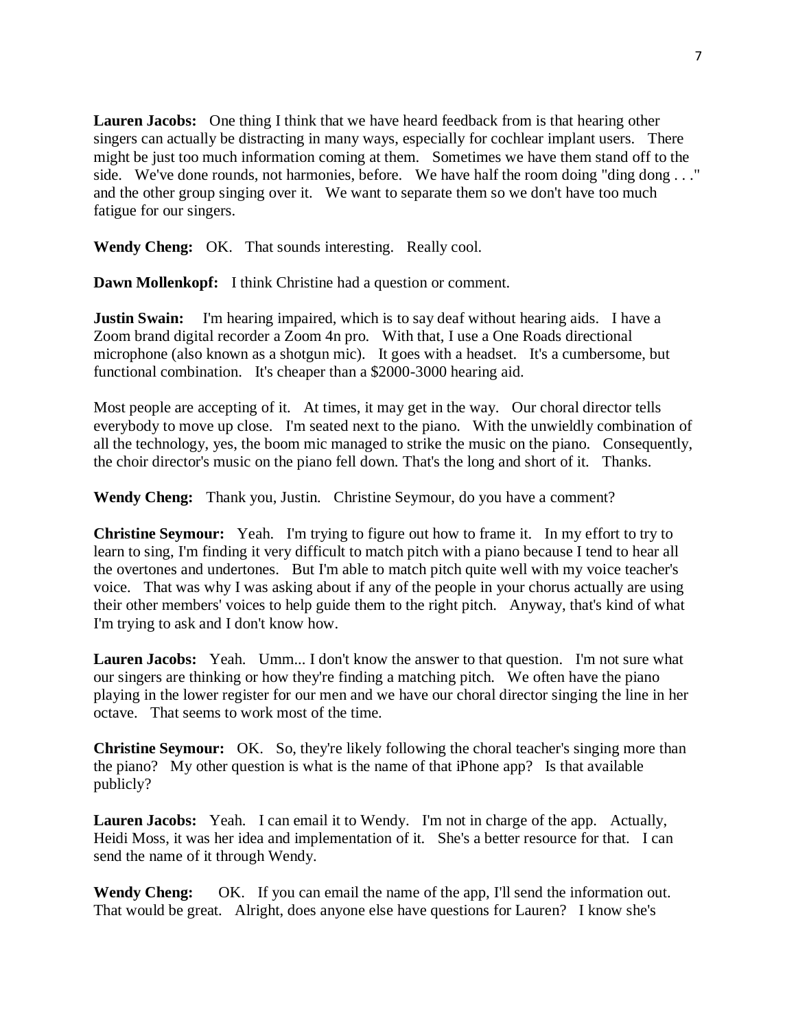**Lauren Jacobs:** One thing I think that we have heard feedback from is that hearing other singers can actually be distracting in many ways, especially for cochlear implant users. There might be just too much information coming at them. Sometimes we have them stand off to the side. We've done rounds, not harmonies, before. We have half the room doing "ding dong . . ." and the other group singing over it. We want to separate them so we don't have too much fatigue for our singers.

**Wendy Cheng:** OK. That sounds interesting. Really cool.

**Dawn Mollenkopf:** I think Christine had a question or comment.

**Justin Swain:** I'm hearing impaired, which is to say deaf without hearing aids. I have a Zoom brand digital recorder a Zoom 4n pro. With that, I use a One Roads directional microphone (also known as a shotgun mic). It goes with a headset. It's a cumbersome, but functional combination. It's cheaper than a $2000-3000 hearing aid.

Most people are accepting of it. At times, it may get in the way. Our choral director tells everybody to move up close. I'm seated next to the piano. With the unwieldly combination of all the technology, yes, the boom mic managed to strike the music on the piano. Consequently, the choir director's music on the piano fell down. That's the long and short of it. Thanks.

**Wendy Cheng:** Thank you, Justin. Christine Seymour, do you have a comment?

**Christine Seymour:** Yeah. I'm trying to figure out how to frame it. In my effort to try to learn to sing, I'm finding it very difficult to match pitch with a piano because I tend to hear all the overtones and undertones. But I'm able to match pitch quite well with my voice teacher's voice. That was why I was asking about if any of the people in your chorus actually are using their other members' voices to help guide them to the right pitch. Anyway, that's kind of what I'm trying to ask and I don't know how.

**Lauren Jacobs:** Yeah. Umm... I don't know the answer to that question. I'm not sure what our singers are thinking or how they're finding a matching pitch. We often have the piano playing in the lower register for our men and we have our choral director singing the line in her octave. That seems to work most of the time.

**Christine Seymour:** OK. So, they're likely following the choral teacher's singing more than the piano? My other question is what is the name of that iPhone app? Is that available publicly?

**Lauren Jacobs:** Yeah. I can email it to Wendy. I'm not in charge of the app. Actually, Heidi Moss, it was her idea and implementation of it. She's a better resource for that. I can send the name of it through Wendy.

**Wendy Cheng:** OK. If you can email the name of the app, I'll send the information out. That would be great. Alright, does anyone else have questions for Lauren? I know she's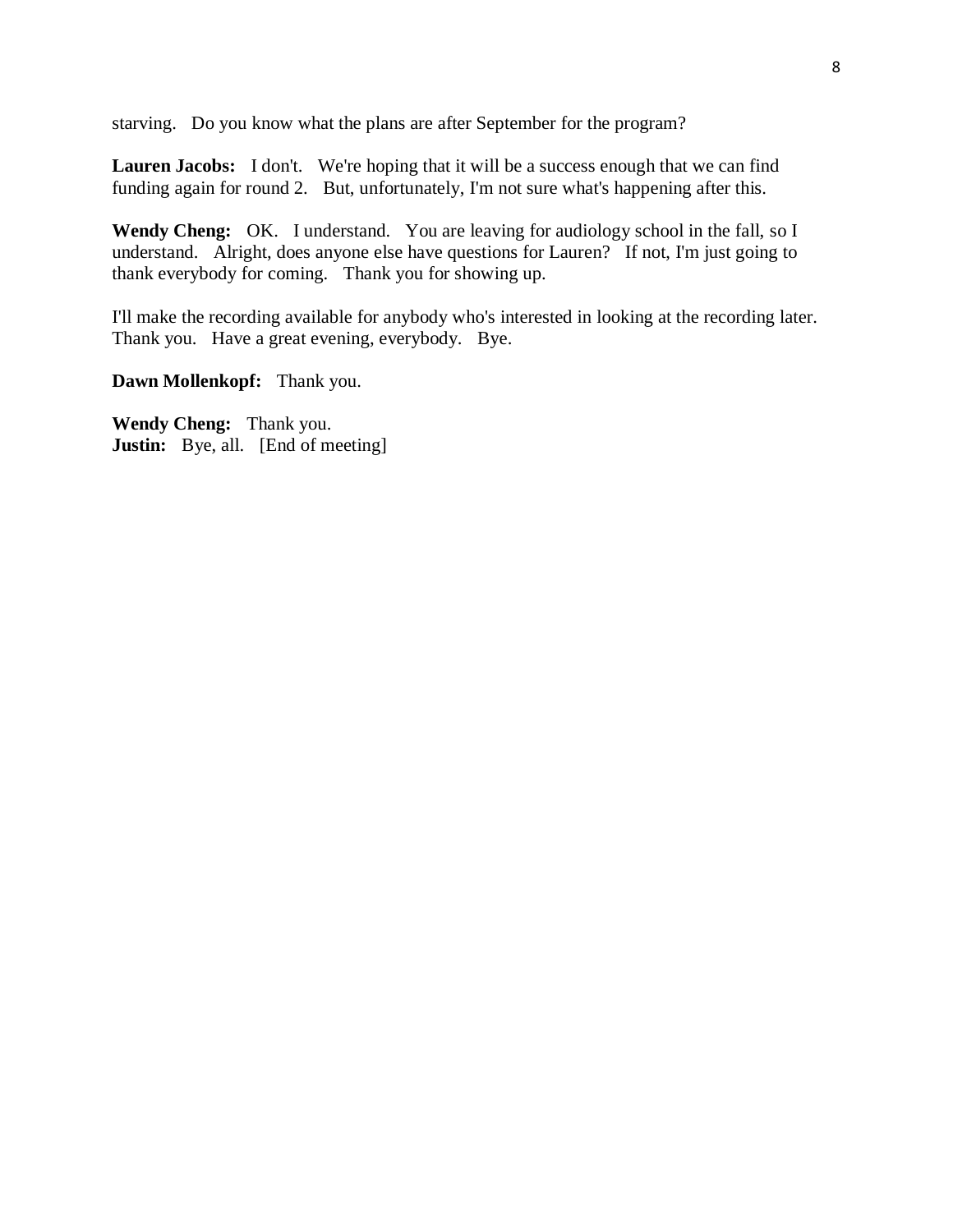starving. Do you know what the plans are after September for the program?

**Lauren Jacobs:** I don't. We're hoping that it will be a success enough that we can find funding again for round 2. But, unfortunately, I'm not sure what's happening after this.

**Wendy Cheng:** OK. I understand. You are leaving for audiology school in the fall, so I understand. Alright, does anyone else have questions for Lauren? If not, I'm just going to thank everybody for coming. Thank you for showing up.

I'll make the recording available for anybody who's interested in looking at the recording later. Thank you. Have a great evening, everybody. Bye.

**Dawn Mollenkopf:** Thank you.

**Wendy Cheng:** Thank you.
**Justin:** Bye, all. [End of meeting]